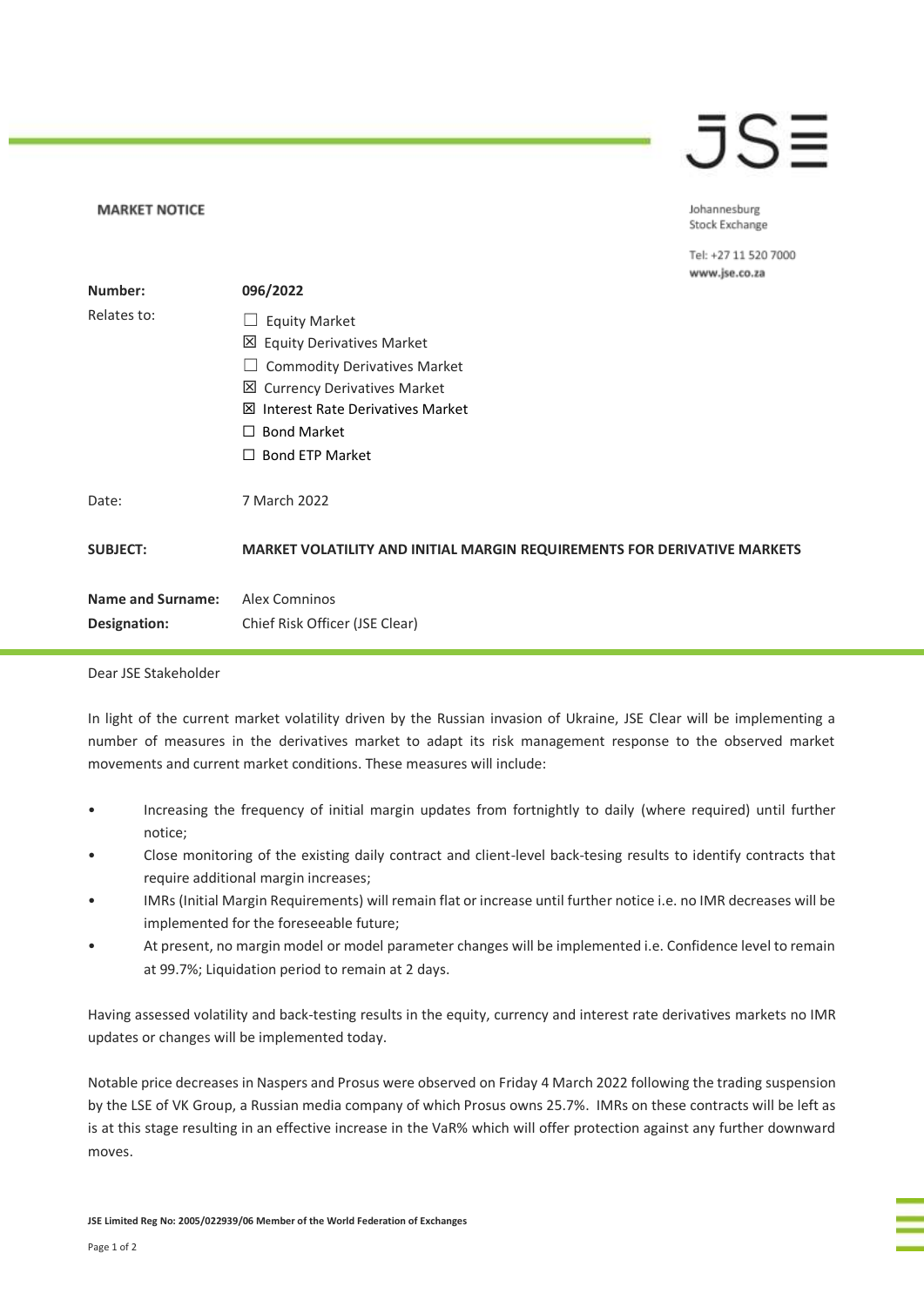**MARKET NOTICE**

Johannesburg
Stock Exchange

Tel: +27 11 520 7000
www.jse.co.za

| | |
|---|---|
| **Number:** | **096/2022** |
| Relates to: | ☐ Equity Market<br>☒ Equity Derivatives Market<br>☐ Commodity Derivatives Market<br>☒ Currency Derivatives Market<br>☒ Interest Rate Derivatives Market<br>☐ Bond Market<br>☐ Bond ETP Market |
| Date: | 7 March 2022 |
| **SUBJECT:** | **MARKET VOLATILITY AND INITIAL MARGIN REQUIREMENTS FOR DERIVATIVE MARKETS** |
| **Name and Surname:** | Alex Comninos |
| **Designation:** | Chief Risk Officer (JSE Clear) |

Dear JSE Stakeholder

In light of the current market volatility driven by the Russian invasion of Ukraine, JSE Clear will be implementing a number of measures in the derivatives market to adapt its risk management response to the observed market movements and current market conditions. These measures will include:

- Increasing the frequency of initial margin updates from fortnightly to daily (where required) until further notice;
- Close monitoring of the existing daily contract and client-level back-tesing results to identify contracts that require additional margin increases;
- IMRs (Initial Margin Requirements) will remain flat or increase until further notice i.e. no IMR decreases will be implemented for the foreseeable future;
- At present, no margin model or model parameter changes will be implemented i.e. Confidence level to remain at 99.7%; Liquidation period to remain at 2 days.

Having assessed volatility and back-testing results in the equity, currency and interest rate derivatives markets no IMR updates or changes will be implemented today.

Notable price decreases in Naspers and Prosus were observed on Friday 4 March 2022 following the trading suspension by the LSE of VK Group, a Russian media company of which Prosus owns 25.7%. IMRs on these contracts will be left as is at this stage resulting in an effective increase in the VaR% which will offer protection against any further downward moves.

**JSE Limited Reg No: 2005/022939/06 Member of the World Federation of Exchanges**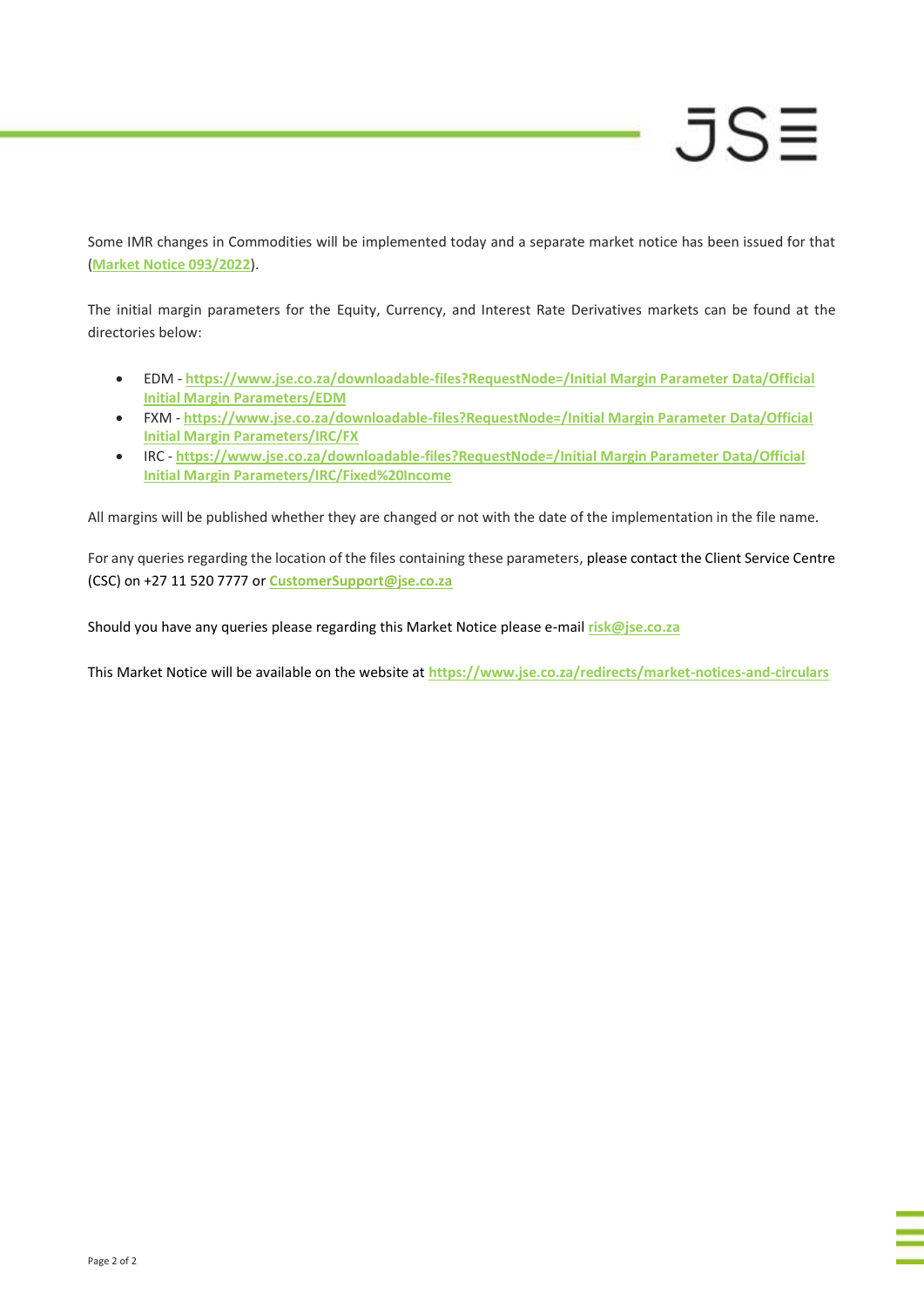Some IMR changes in Commodities will be implemented today and a separate market notice has been issued for that (**Market Notice 093/2022**).

The initial margin parameters for the Equity, Currency, and Interest Rate Derivatives markets can be found at the directories below:

- EDM - **https://www.jse.co.za/downloadable-files?RequestNode=/Initial Margin Parameter Data/Official Initial Margin Parameters/EDM**
- FXM - **https://www.jse.co.za/downloadable-files?RequestNode=/Initial Margin Parameter Data/Official Initial Margin Parameters/IRC/FX**
- IRC - **https://www.jse.co.za/downloadable-files?RequestNode=/Initial Margin Parameter Data/Official Initial Margin Parameters/IRC/Fixed%20Income**

All margins will be published whether they are changed or not with the date of the implementation in the file name.

For any queries regarding the location of the files containing these parameters, please contact the Client Service Centre (CSC) on +27 11 520 7777 or **CustomerSupport@jse.co.za**

Should you have any queries please regarding this Market Notice please e-mail **risk@jse.co.za**

This Market Notice will be available on the website at **https://www.jse.co.za/redirects/market-notices-and-circulars**